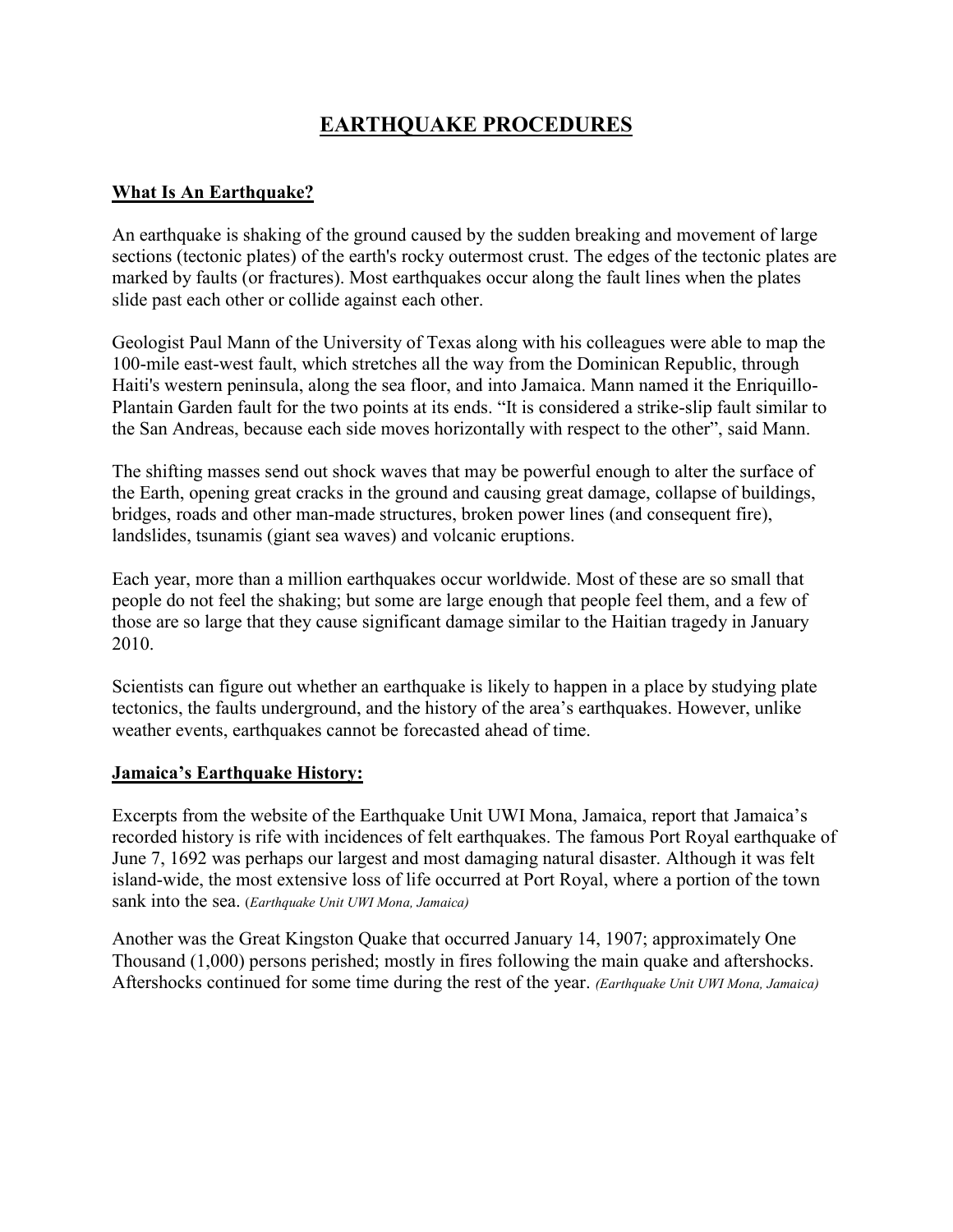# EARTHQUAKE PROCEDURES

## What Is An Earthquake?

An earthquake is shaking of the ground caused by the sudden breaking and movement of large sections (tectonic plates) of the earth's rocky outermost crust. The edges of the tectonic plates are marked by faults (or fractures). Most earthquakes occur along the fault lines when the plates slide past each other or collide against each other.

Geologist Paul Mann of the University of Texas along with his colleagues were able to map the 100-mile east-west fault, which stretches all the way from the Dominican Republic, through Haiti's western peninsula, along the sea floor, and into Jamaica. Mann named it the Enriquillo-Plantain Garden fault for the two points at its ends. "It is considered a strike-slip fault similar to the San Andreas, because each side moves horizontally with respect to the other", said Mann.

The shifting masses send out shock waves that may be powerful enough to alter the surface of the Earth, opening great cracks in the ground and causing great damage, collapse of buildings, bridges, roads and other man-made structures, broken power lines (and consequent fire), landslides, tsunamis (giant sea waves) and volcanic eruptions.

Each year, more than a million earthquakes occur worldwide. Most of these are so small that people do not feel the shaking; but some are large enough that people feel them, and a few of those are so large that they cause significant damage similar to the Haitian tragedy in January 2010.

Scientists can figure out whether an earthquake is likely to happen in a place by studying plate tectonics, the faults underground, and the history of the area's earthquakes. However, unlike weather events, earthquakes cannot be forecasted ahead of time.

## Jamaica's Earthquake History:

Excerpts from the website of the Earthquake Unit UWI Mona, Jamaica, report that Jamaica's recorded history is rife with incidences of felt earthquakes. The famous Port Royal earthquake of June 7, 1692 was perhaps our largest and most damaging natural disaster. Although it was felt island-wide, the most extensive loss of life occurred at Port Royal, where a portion of the town sank into the sea. (*Earthquake Unit UWI Mona, Jamaica)*

Another was the Great Kingston Quake that occurred January 14, 1907; approximately One Thousand (1,000) persons perished; mostly in fires following the main quake and aftershocks. Aftershocks continued for some time during the rest of the year. *(Earthquake Unit UWI Mona, Jamaica)*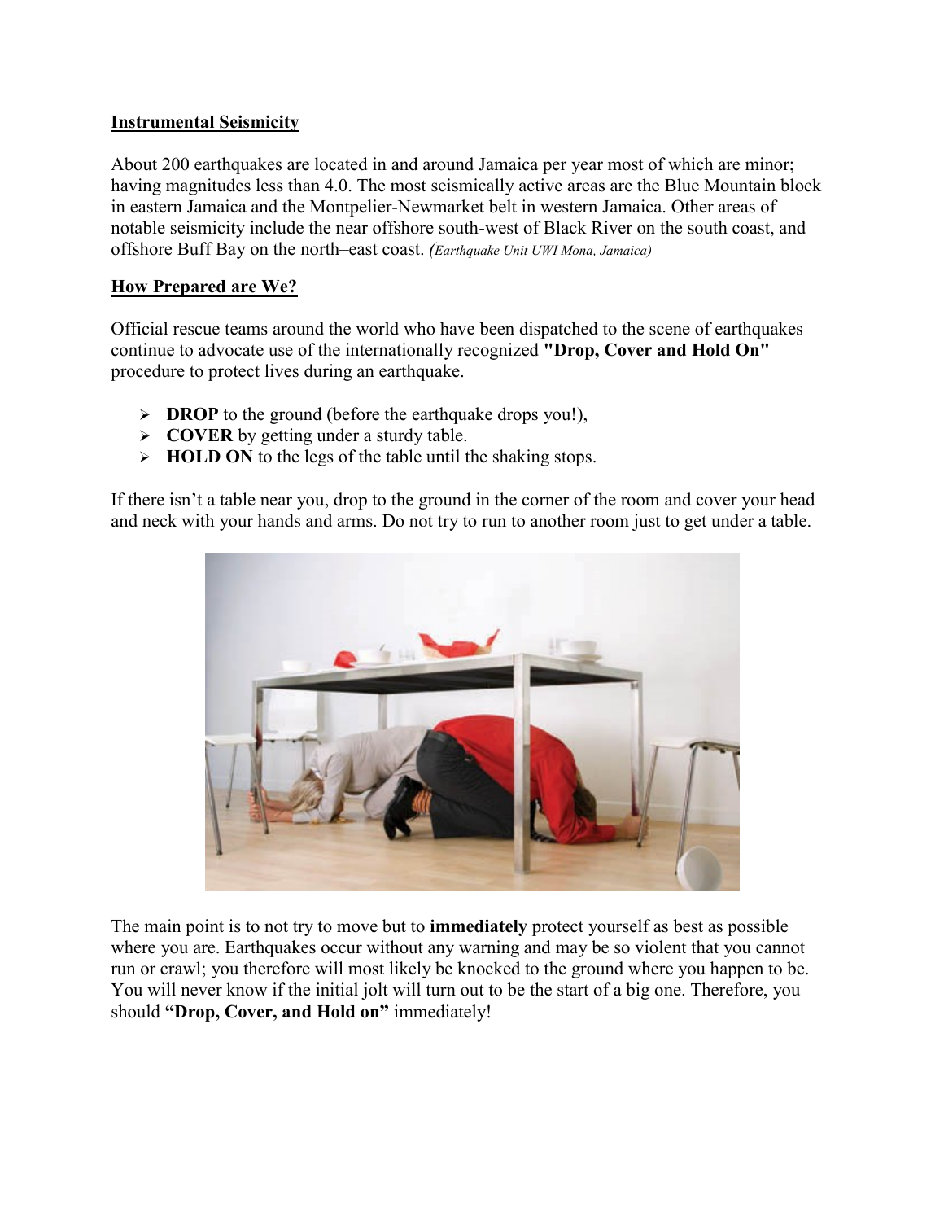## Instrumental Seismicity

About 200 earthquakes are located in and around Jamaica per year most of which are minor; having magnitudes less than 4.0. The most seismically active areas are the Blue Mountain block in eastern Jamaica and the Montpelier-Newmarket belt in western Jamaica. Other areas of notable seismicity include the near offshore south-west of Black River on the south coast, and offshore Buff Bay on the north–east coast. *(Earthquake Unit UWI Mona, Jamaica)*

## How Prepared are We?

Official rescue teams around the world who have been dispatched to the scene of earthquakes continue to advocate use of the internationally recognized **"Drop, Cover and Hold On"** procedure to protect lives during an earthquake.

- **DROP** to the ground (before the earthquake drops you!),
- **COVER** by getting under a sturdy table.
- **HOLD ON** to the legs of the table until the shaking stops.

If there isn't a table near you, drop to the ground in the corner of the room and cover your head and neck with your hands and arms. Do not try to run to another room just to get under a table.

The main point is to not try to move but to **immediately** protect yourself as best as possible where you are. Earthquakes occur without any warning and may be so violent that you cannot run or crawl; you therefore will most likely be knocked to the ground where you happen to be. You will never know if the initial jolt will turn out to be the start of a big one. Therefore, you should **"Drop, Cover, and Hold on"** immediately!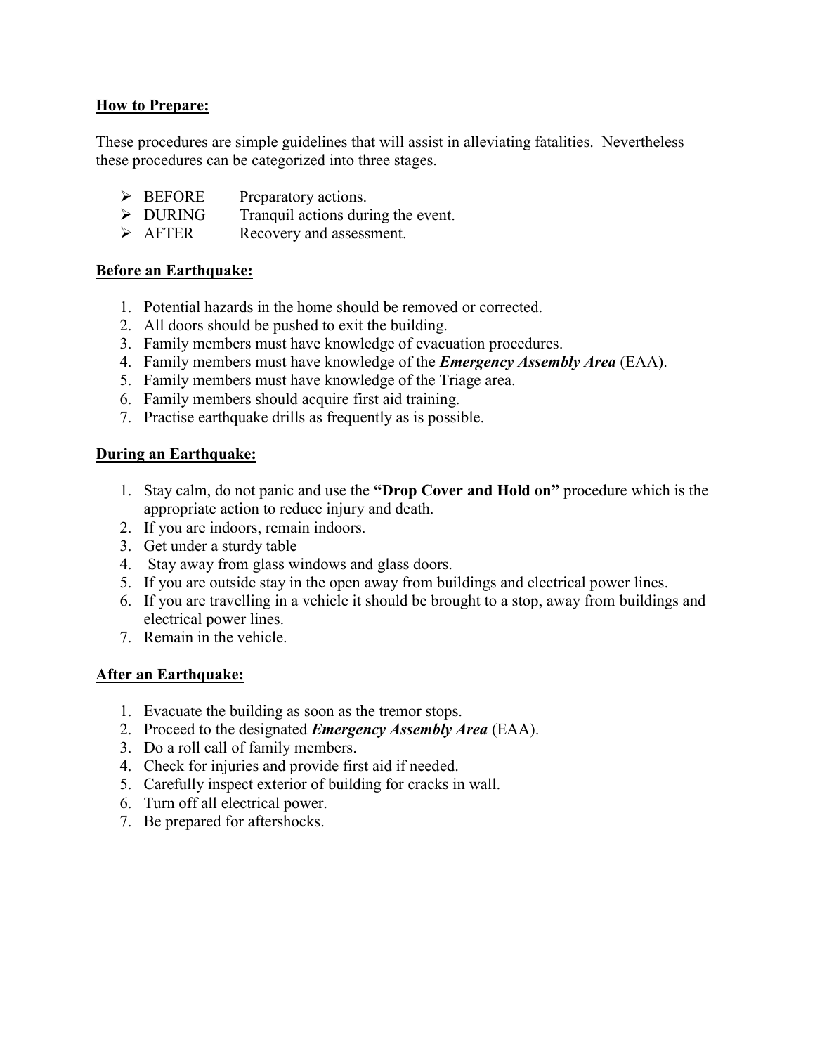**How to Prepare:**

These procedures are simple guidelines that will assist in alleviating fatalities. Nevertheless these procedures can be categorized into three stages.

- BEFORE Preparatory actions.
- DURING Tranquil actions during the event.
- AFTER Recovery and assessment.

**Before an Earthquake:**

1. Potential hazards in the home should be removed or corrected.
2. All doors should be pushed to exit the building.
3. Family members must have knowledge of evacuation procedures.
4. Family members must have knowledge of the ***Emergency Assembly Area*** (EAA).
5. Family members must have knowledge of the Triage area.
6. Family members should acquire first aid training.
7. Practise earthquake drills as frequently as is possible.

**During an Earthquake:**

1. Stay calm, do not panic and use the **"Drop Cover and Hold on"** procedure which is the appropriate action to reduce injury and death.
2. If you are indoors, remain indoors.
3. Get under a sturdy table
4. Stay away from glass windows and glass doors.
5. If you are outside stay in the open away from buildings and electrical power lines.
6. If you are travelling in a vehicle it should be brought to a stop, away from buildings and electrical power lines.
7. Remain in the vehicle.

**After an Earthquake:**

1. Evacuate the building as soon as the tremor stops.
2. Proceed to the designated ***Emergency Assembly Area*** (EAA).
3. Do a roll call of family members.
4. Check for injuries and provide first aid if needed.
5. Carefully inspect exterior of building for cracks in wall.
6. Turn off all electrical power.
7. Be prepared for aftershocks.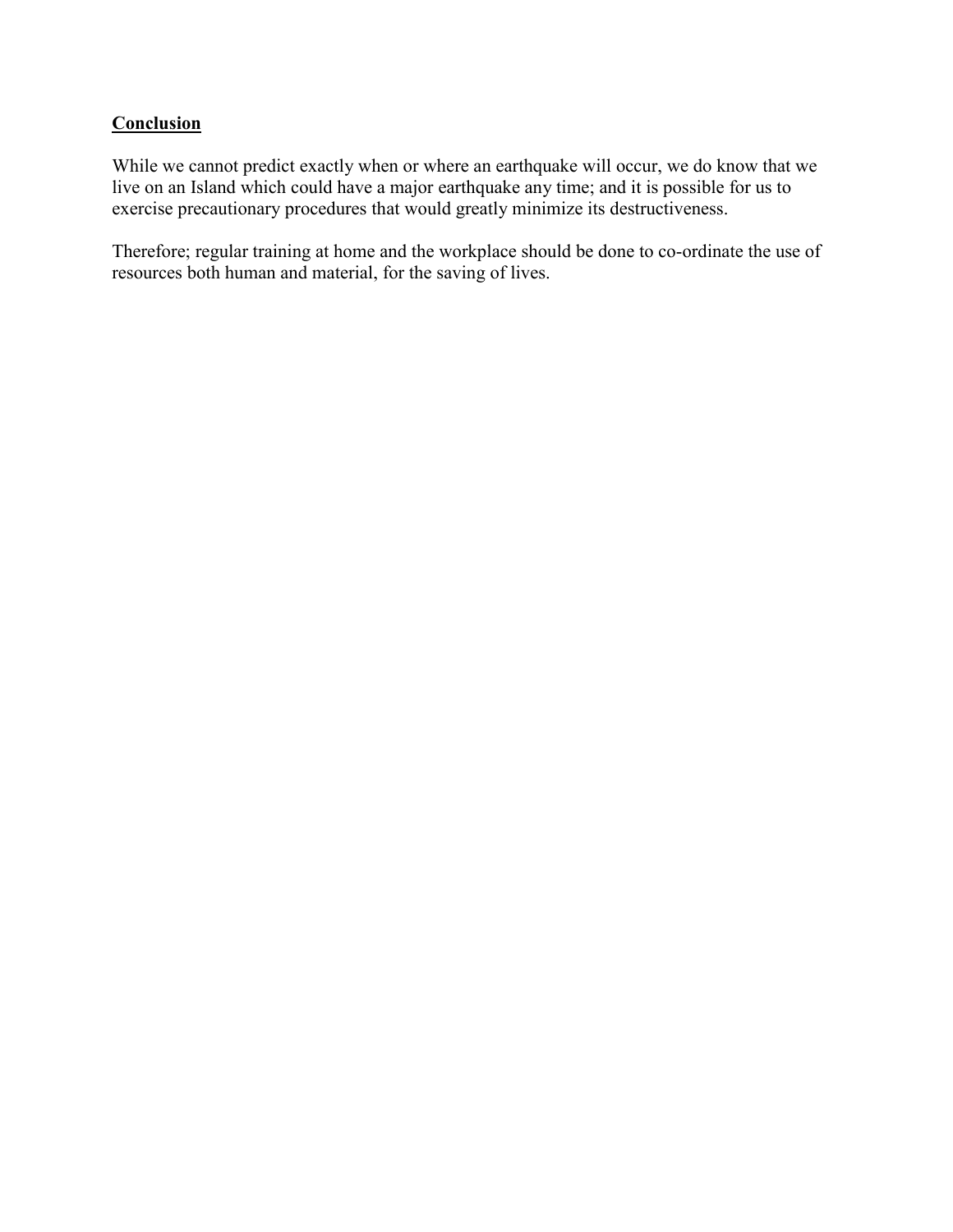## **Conclusion**

While we cannot predict exactly when or where an earthquake will occur, we do know that we live on an Island which could have a major earthquake any time; and it is possible for us to exercise precautionary procedures that would greatly minimize its destructiveness.

Therefore; regular training at home and the workplace should be done to co-ordinate the use of resources both human and material, for the saving of lives.